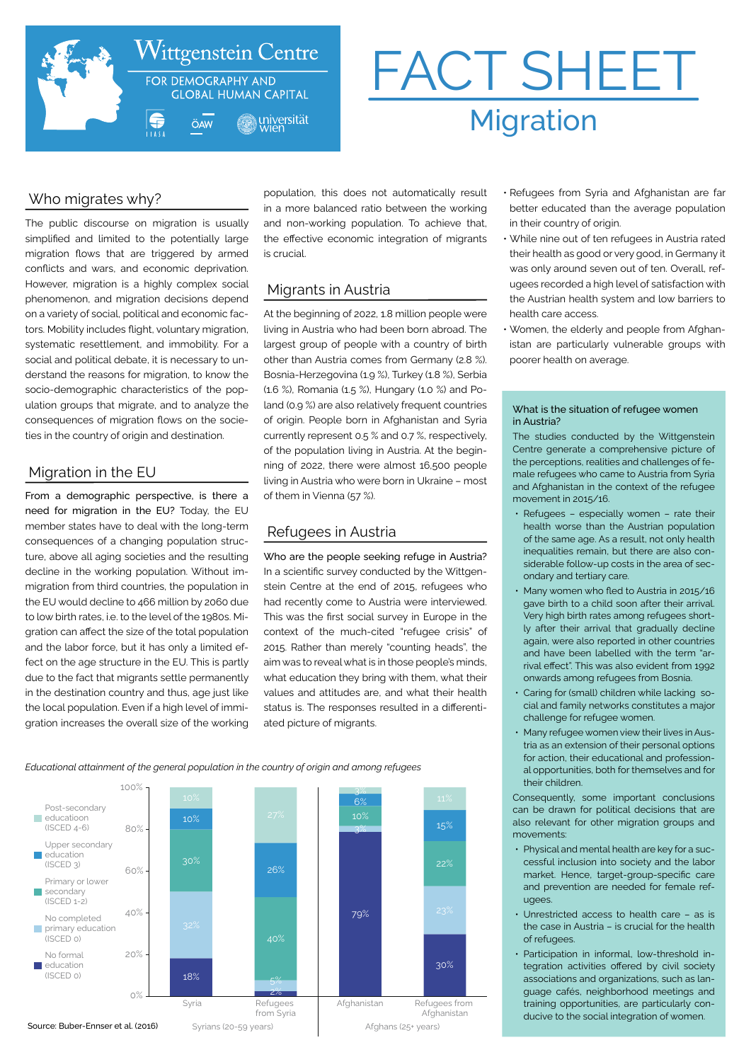Wittgenstein Centre

FOR DEMOGRAPHY AND GLOBAL HUMAN CAPITAL

IIASA ÖAW universität wien

# FACT SHEET

## Migration

### Who migrates why?

The public discourse on migration is usually simplified and limited to the potentially large migration flows that are triggered by armed conflicts and wars, and economic deprivation. However, migration is a highly complex social phenomenon, and migration decisions depend on a variety of social, political and economic factors. Mobility includes flight, voluntary migration, systematic resettlement, and immobility. For a social and political debate, it is necessary to understand the reasons for migration, to know the socio-demographic characteristics of the population groups that migrate, and to analyze the consequences of migration flows on the societies in the country of origin and destination.

### Migration in the EU

From a demographic perspective, is there a need for migration in the EU? Today, the EU member states have to deal with the long-term consequences of a changing population structure, above all aging societies and the resulting decline in the working population. Without immigration from third countries, the population in the EU would decline to 466 million by 2060 due to low birth rates, i.e. to the level of the 1980s. Migration can affect the size of the total population and the labor force, but it has only a limited effect on the age structure in the EU. This is partly due to the fact that migrants settle permanently in the destination country and thus, age just like the local population. Even if a high level of immigration increases the overall size of the working population, this does not automatically result in a more balanced ratio between the working and non-working population. To achieve that, the effective economic integration of migrants is crucial.

### Migrants in Austria

At the beginning of 2022, 1.8 million people were living in Austria who had been born abroad. The largest group of people with a country of birth other than Austria comes from Germany (2.8 %). Bosnia-Herzegovina (1.9 %), Turkey (1.8 %), Serbia (1.6 %), Romania (1.5 %), Hungary (1.0 %) and Poland (0.9 %) are also relatively frequent countries of origin. People born in Afghanistan and Syria currently represent 0.5 % and 0.7 %, respectively, of the population living in Austria. At the beginning of 2022, there were almost 16,500 people living in Austria who were born in Ukraine – most of them in Vienna (57 %).

### Refugees in Austria

Who are the people seeking refuge in Austria? In a scientific survey conducted by the Wittgenstein Centre at the end of 2015, refugees who had recently come to Austria were interviewed. This was the first social survey in Europe in the context of the much-cited "refugee crisis" of 2015. Rather than merely "counting heads", the aim was to reveal what is in those people's minds, what education they bring with them, what their values and attitudes are, and what their health status is. The responses resulted in a differentiated picture of migrants.

- Refugees from Syria and Afghanistan are far better educated than the average population in their country of origin.
- While nine out of ten refugees in Austria rated their health as good or very good, in Germany it was only around seven out of ten. Overall, refugees recorded a high level of satisfaction with the Austrian health system and low barriers to health care access.
- Women, the elderly and people from Afghanistan are particularly vulnerable groups with poorer health on average.

*Educational attainment of the general population in the country of origin and among refugees*

| | Syria | Refugees from Syria | Afghanistan | Refugees from Afghanistan |
|---|---|---|---|---|
| Post-secondary education (ISCED 4-6) | 10% | 27% | 3% | 11% |
| Upper secondary education (ISCED 3) | 10% | 26% | 6% | 15% |
| Primary or lower secondary (ISCED 1-2) | 30% | 40% | 10% | 22% |
| No completed primary education (ISCED 0) | 32% | 5% | 3% | 23% |
| No formal education (ISCED 0) | 18% | 2% | 79% | 30% |
| | Syrians (20-59 years) | | Afghans (25+ years) | |

Source: Buber-Ennser et al. (2016)

#### What is the situation of refugee women in Austria?

The studies conducted by the Wittgenstein Centre generate a comprehensive picture of the perceptions, realities and challenges of female refugees who came to Austria from Syria and Afghanistan in the context of the refugee movement in 2015/16.

- Refugees – especially women – rate their health worse than the Austrian population of the same age. As a result, not only health inequalities remain, but there are also considerable follow-up costs in the area of secondary and tertiary care.
- Many women who fled to Austria in 2015/16 gave birth to a child soon after their arrival. Very high birth rates among refugees shortly after their arrival that gradually decline again, were also reported in other countries and have been labelled with the term "arrival effect". This was also evident from 1992 onwards among refugees from Bosnia.
- Caring for (small) children while lacking social and family networks constitutes a major challenge for refugee women.
- Many refugee women view their lives in Austria as an extension of their personal options for action, their educational and professional opportunities, both for themselves and for their children.

Consequently, some important conclusions can be drawn for political decisions that are also relevant for other migration groups and movements:

- Physical and mental health are key for a successful inclusion into society and the labor market. Hence, target-group-specific care and prevention are needed for female refugees.
- Unrestricted access to health care – as is the case in Austria – is crucial for the health of refugees.
- Participation in informal, low-threshold integration activities offered by civil society associations and organizations, such as language cafés, neighborhood meetings and training opportunities, are particularly conducive to the social integration of women.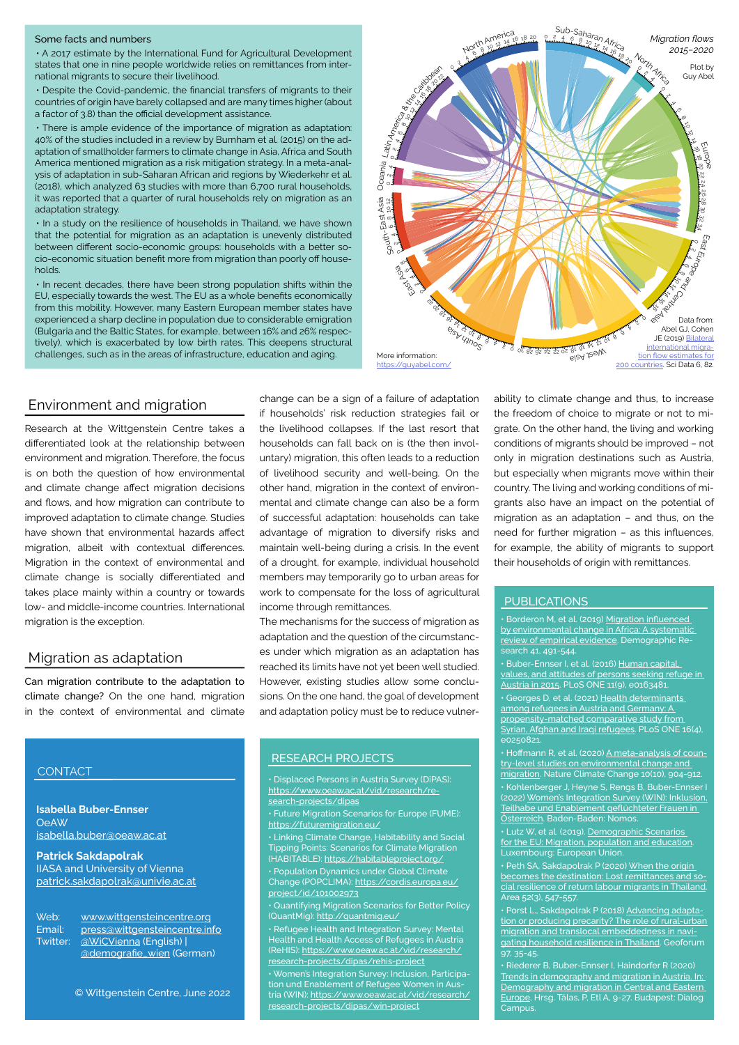## Some facts and numbers

- A 2017 estimate by the International Fund for Agricultural Development states that one in nine people worldwide relies on remittances from international migrants to secure their livelihood.
- Despite the Covid-pandemic, the financial transfers of migrants to their countries of origin have barely collapsed and are many times higher (about a factor of 3.8) than the official development assistance.
- There is ample evidence of the importance of migration as adaptation: 40% of the studies included in a review by Burnham et al. (2015) on the adaptation of smallholder farmers to climate change in Asia, Africa and South America mentioned migration as a risk mitigation strategy. In a meta-analysis of adaptation in sub-Saharan African arid regions by Wiederkehr et al. (2018), which analyzed 63 studies with more than 6,700 rural households, it was reported that a quarter of rural households rely on migration as an adaptation strategy.
- In a study on the resilience of households in Thailand, we have shown that the potential for migration as an adaptation is unevenly distributed between different socio-economic groups: households with a better socio-economic situation benefit more from migration than poorly off households.
- In recent decades, there have been strong population shifts within the EU, especially towards the west. The EU as a whole benefits economically from this mobility. However, many Eastern European member states have experienced a sharp decline in population due to considerable emigration (Bulgaria and the Baltic States, for example, between 16% and 26% respectively), which is exacerbated by low birth rates. This deepens structural challenges, such as in the areas of infrastructure, education and aging.

*Migration flows 2015–2020*

Plot by Guy Abel

North America
Sub-Saharan Africa
North Africa
Europe
East Europe and Central Asia
West Asia
South Asia
East Asia
South-East Asia
Oceania
Latin America & the Caribbean

Data from: Abel GJ, Cohen JE (2019) Bilateral international migration flow estimates for 200 countries. Sci Data 6, 82.

More information: https://guyabel.com/

## Environment and migration

Research at the Wittgenstein Centre takes a differentiated look at the relationship between environment and migration. Therefore, the focus is on both the question of how environmental and climate change affect migration decisions and flows, and how migration can contribute to improved adaptation to climate change. Studies have shown that environmental hazards affect migration, albeit with contextual differences. Migration in the context of environmental and climate change is socially differentiated and takes place mainly within a country or towards low- and middle-income countries. International migration is the exception.

## Migration as adaptation

Can migration contribute to the adaptation to climate change? On the one hand, migration in the context of environmental and climate change can be a sign of a failure of adaptation if households' risk reduction strategies fail or the livelihood collapses. If the last resort that households can fall back on is (the then involuntary) migration, this often leads to a reduction of livelihood security and well-being. On the other hand, migration in the context of environmental and climate change can also be a form of successful adaptation: households can take advantage of migration to diversify risks and maintain well-being during a crisis. In the event of a drought, for example, individual household members may temporarily go to urban areas for work to compensate for the loss of agricultural income through remittances.

The mechanisms for the success of migration as adaptation and the question of the circumstances under which migration as an adaptation has reached its limits have not yet been well studied. However, existing studies allow some conclusions. On the one hand, the goal of development and adaptation policy must be to reduce vulnerability to climate change and thus, to increase the freedom of choice to migrate or not to migrate. On the other hand, the living and working conditions of migrants should be improved – not only in migration destinations such as Austria, but especially when migrants move within their country. The living and working conditions of migrants also have an impact on the potential of migration as an adaptation – and thus, on the need for further migration – as this influences, for example, the ability of migrants to support their households of origin with remittances.

## CONTACT

**Isabella Buber-Ennser**
OeAW
isabella.buber@oeaw.ac.at

**Patrick Sakdapolrak**
IIASA and University of Vienna
patrick.sakdapolrak@univie.ac.at

Web: www.wittgensteincentre.org
Email: press@wittgensteincentre.info
Twitter: @WiCVienna (English) | @demografie_wien (German)

© Wittgenstein Centre, June 2022

## RESEARCH PROJECTS

- Displaced Persons in Austria Survey (DiPAS): https://www.oeaw.ac.at/vid/research/research-projects/dipas
- Future Migration Scenarios for Europe (FUME): https://futuremigration.eu/
- Linking Climate Change, Habitability and Social Tipping Points: Scenarios for Climate Migration (HABITABLE): https://habitableproject.org/
- Population Dynamics under Global Climate Change (POPCLIMA): https://cordis.europa.eu/project/id/101002973
- Quantifying Migration Scenarios for Better Policy (QuantMig): http://quantmig.eu/
- Refugee Health and Integration Survey: Mental Health and Health Access of Refugees in Austria (ReHIS): https://www.oeaw.ac.at/vid/research/research-projects/dipas/rehis-project
- Women's Integration Survey: Inclusion, Participation und Enablement of Refugee Women in Austria (WIN): https://www.oeaw.ac.at/vid/research/research-projects/dipas/win-project

## PUBLICATIONS

- Borderon M, et al. (2019) Migration influenced by environmental change in Africa: A systematic review of empirical evidence. Demographic Research 41, 491-544.
- Buber-Ennser I, et al. (2016) Human capital, values, and attitudes of persons seeking refuge in Austria in 2015. PLoS ONE 11(9), e0163481.
- Georges D, et al. (2021) Health determinants among refugees in Austria and Germany: A propensity-matched comparative study from Syrian, Afghan and Iraqi refugees. PLoS ONE 16(4), e0250821.
- Hoffmann R, et al. (2020) A meta-analysis of country-level studies on environmental change and migration. Nature Climate Change 10(10), 904-912.
- Kohlenberger J, Heyne S, Rengs B, Buber-Ennser I (2022) Women's Integration Survey (WIN): Inklusion, Teilhabe und Enablement geflüchteter Frauen in Österreich. Baden-Baden: Nomos.
- Lutz W, et al. (2019). Demographic Scenarios for the EU: Migration, population and education. Luxembourg: European Union.
- Peth SA, Sakdapolrak P (2020) When the origin becomes the destination: Lost remittances and social resilience of return labour migrants in Thailand. Area 52(3), 547-557.
- Porst L., Sakdapolrak P (2018) Advancing adaptation or producing precarity? The role of rural-urban migration and translocal embeddedness in navigating household resilience in Thailand. Geoforum 97, 35-45.
- Riederer B, Buber-Ennser I, Haindorfer R (2020) Trends in demography and migration in Austria. In: Demography and migration in Central and Eastern Europe. Hrsg. Tálas, P, Etl A, 9-27. Budapest: Dialog Campus.